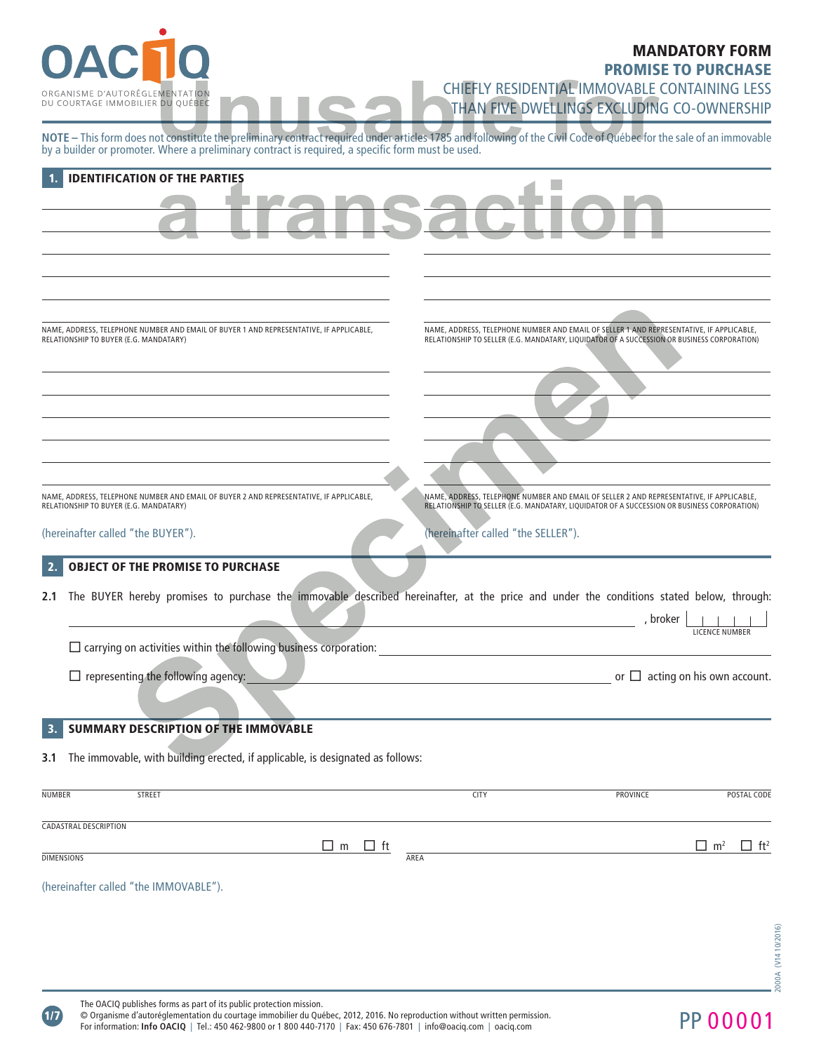OACIQ

ORGANISME D'AUTORÉGLEMENTATION DU COURTAGE IMMOBILIER DU QUÉBEC

# MANDATORY FORM
## PROMISE TO PURCHASE
CHIEFLY RESIDENTIAL IMMOVABLE CONTAINING LESS THAN FIVE DWELLINGS EXCLUDING CO-OWNERSHIP

Unusable for a transaction — Specimen

**NOTE –** This form does not constitute the preliminary contract required under articles 1785 and following of the Civil Code of Québec for the sale of an immovable by a builder or promoter. Where a preliminary contract is required, a specific form must be used.

## 1. IDENTIFICATION OF THE PARTIES

NAME, ADDRESS, TELEPHONE NUMBER AND EMAIL OF BUYER 1 AND REPRESENTATIVE, IF APPLICABLE, RELATIONSHIP TO BUYER (E.G. MANDATARY)

NAME, ADDRESS, TELEPHONE NUMBER AND EMAIL OF BUYER 2 AND REPRESENTATIVE, IF APPLICABLE, RELATIONSHIP TO BUYER (E.G. MANDATARY)

(hereinafter called "the BUYER").

NAME, ADDRESS, TELEPHONE NUMBER AND EMAIL OF SELLER 1 AND REPRESENTATIVE, IF APPLICABLE, RELATIONSHIP TO SELLER (E.G. MANDATARY, LIQUIDATOR OF A SUCCESSION OR BUSINESS CORPORATION)

NAME, ADDRESS, TELEPHONE NUMBER AND EMAIL OF SELLER 2 AND REPRESENTATIVE, IF APPLICABLE, RELATIONSHIP TO SELLER (E.G. MANDATARY, LIQUIDATOR OF A SUCCESSION OR BUSINESS CORPORATION)

(hereinafter called "the SELLER").

## 2. OBJECT OF THE PROMISE TO PURCHASE

**2.1** The BUYER hereby promises to purchase the immovable described hereinafter, at the price and under the conditions stated below, through:

\_\_\_\_\_\_\_\_\_\_\_\_\_\_\_\_\_\_\_\_, broker \_\_\_\_\_\_\_\_ LICENCE NUMBER

☐ carrying on activities within the following business corporation: \_\_\_\_\_\_\_\_\_\_\_\_\_\_\_\_\_\_\_\_

☐ representing the following agency: \_\_\_\_\_\_\_\_\_\_\_\_\_\_\_\_\_\_\_\_ or ☐ acting on his own account.

## 3. SUMMARY DESCRIPTION OF THE IMMOVABLE

**3.1** The immovable, with building erected, if applicable, is designated as follows:

NUMBER | STREET | CITY | PROVINCE | POSTAL CODE

CADASTRAL DESCRIPTION

DIMENSIONS ☐ m ☐ ft | AREA ☐ m² ☐ ft²

(hereinafter called "the IMMOVABLE").

2000A (V14 10/2016)

The OACIQ publishes forms as part of its public protection mission.
© Organisme d'autoréglementation du courtage immobilier du Québec, 2012, 2016. No reproduction without written permission.
For information: **Info OACIQ** | Tel.: 450 462-9800 or 1 800 440-7170 | Fax: 450 676-7801 | info@oaciq.com | oaciq.com

PP 00001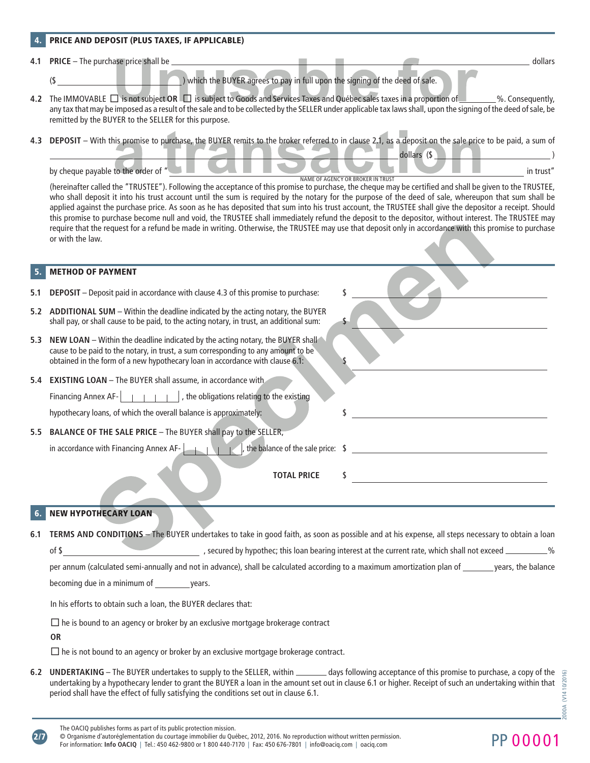## 4. PRICE AND DEPOSIT (PLUS TAXES, IF APPLICABLE)

**4.1 PRICE** – The purchase price shall be ______________________________ dollars ($ ______________) which the BUYER agrees to pay in full upon the signing of the deed of sale.

**4.2** The IMMOVABLE ☐ is not subject **OR** ☐ is subject to Goods and Services Taxes and Québec sales taxes in a proportion of ______%. Consequently, any tax that may be imposed as a result of the sale and to be collected by the SELLER under applicable tax laws shall, upon the signing of the deed of sale, be remitted by the BUYER to the SELLER for this purpose.

**4.3 DEPOSIT** – With this promise to purchase, the BUYER remits to the broker referred to in clause 2.1, as a deposit on the sale price to be paid, a sum of ______________________________ dollars ($ ______________)

by cheque payable to the order of " ______________________________ in trust"
NAME OF AGENCY OR BROKER IN TRUST

(hereinafter called the "TRUSTEE"). Following the acceptance of this promise to purchase, the cheque may be certified and shall be given to the TRUSTEE, who shall deposit it into his trust account until the sum is required by the notary for the purpose of the deed of sale, whereupon that sum shall be applied against the purchase price. As soon as he has deposited that sum into his trust account, the TRUSTEE shall give the depositor a receipt. Should this promise to purchase become null and void, the TRUSTEE shall immediately refund the deposit to the depositor, without interest. The TRUSTEE may require that the request for a refund be made in writing. Otherwise, the TRUSTEE may use that deposit only in accordance with this promise to purchase or with the law.

## 5. METHOD OF PAYMENT

**5.1 DEPOSIT** – Deposit paid in accordance with clause 4.3 of this promise to purchase: $ ______________

**5.2 ADDITIONAL SUM** – Within the deadline indicated by the acting notary, the BUYER shall pay, or shall cause to be paid, to the acting notary, in trust, an additional sum: $ ______________

**5.3 NEW LOAN** – Within the deadline indicated by the acting notary, the BUYER shall cause to be paid to the notary, in trust, a sum corresponding to any amount to be obtained in the form of a new hypothecary loan in accordance with clause 6.1: $ ______________

**5.4 EXISTING LOAN** – The BUYER shall assume, in accordance with Financing Annex AF-| | | | | |, the obligations relating to the existing hypothecary loans, of which the overall balance is approximately: $ ______________

**5.5 BALANCE OF THE SALE PRICE** – The BUYER shall pay to the SELLER, in accordance with Financing Annex AF-| | | | | |, the balance of the sale price: $ ______________

**TOTAL PRICE** $ ______________

## 6. NEW HYPOTHECARY LOAN

**6.1 TERMS AND CONDITIONS** – The BUYER undertakes to take in good faith, as soon as possible and at his expense, all steps necessary to obtain a loan of $ ______________, secured by hypothec; this loan bearing interest at the current rate, which shall not exceed ______% per annum (calculated semi-annually and not in advance), shall be calculated according to a maximum amortization plan of ______ years, the balance becoming due in a minimum of ______ years.

In his efforts to obtain such a loan, the BUYER declares that:

☐ he is bound to an agency or broker by an exclusive mortgage brokerage contract

**OR**

☐ he is not bound to an agency or broker by an exclusive mortgage brokerage contract.

**6.2 UNDERTAKING** – The BUYER undertakes to supply to the SELLER, within ______ days following acceptance of this promise to purchase, a copy of the undertaking by a hypothecary lender to grant the BUYER a loan in the amount set out in clause 6.1 or higher. Receipt of such an undertaking within that period shall have the effect of fully satisfying the conditions set out in clause 6.1.

The OACIQ publishes forms as part of its public protection mission.
© Organisme d'autoréglementation du courtage immobilier du Québec, 2012, 2016. No reproduction without written permission.
For information: **Info OACIQ** | Tel.: 450 462-9800 or 1 800 440-7170 | Fax: 450 676-7801 | info@oaciq.com | oaciq.com

PP 00001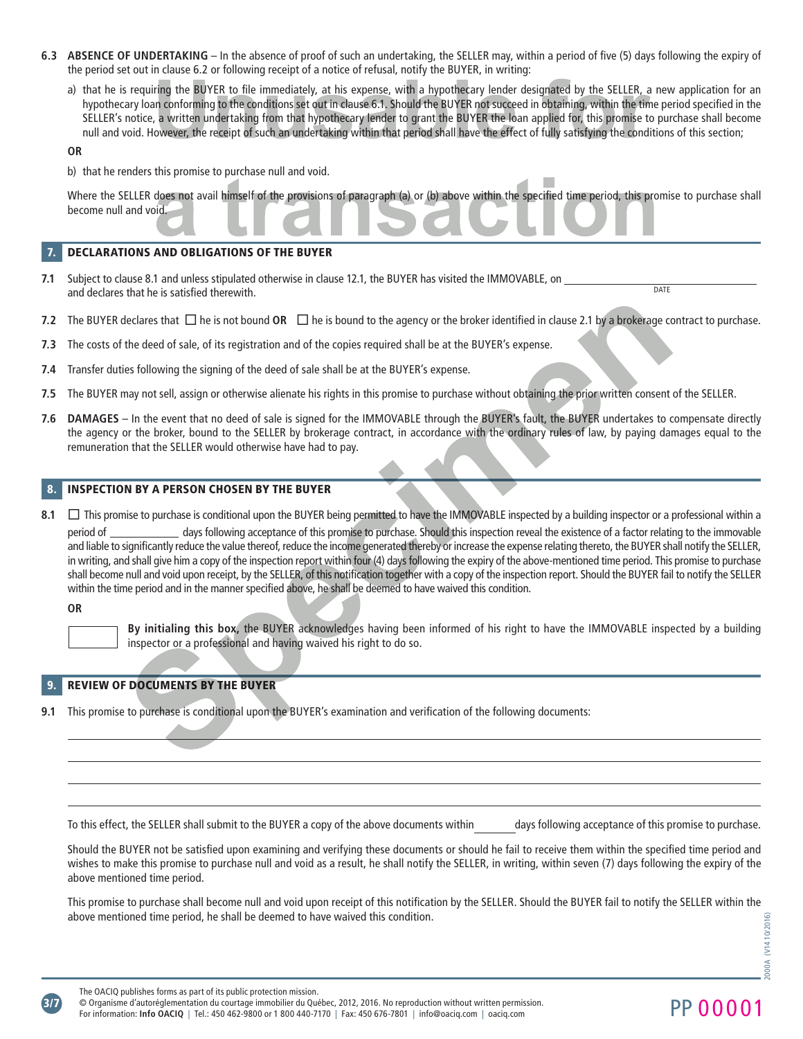**6.3 ABSENCE OF UNDERTAKING** – In the absence of proof of such an undertaking, the SELLER may, within a period of five (5) days following the expiry of the period set out in clause 6.2 or following receipt of a notice of refusal, notify the BUYER, in writing:

a) that he is requiring the BUYER to file immediately, at his expense, with a hypothecary lender designated by the SELLER, a new application for an hypothecary loan conforming to the conditions set out in clause 6.1. Should the BUYER not succeed in obtaining, within the time period specified in the SELLER's notice, a written undertaking from that hypothecary lender to grant the BUYER the loan applied for, this promise to purchase shall become null and void. However, the receipt of such an undertaking within that period shall have the effect of fully satisfying the conditions of this section;

**OR**

b) that he renders this promise to purchase null and void.

Where the SELLER does not avail himself of the provisions of paragraph (a) or (b) above within the specified time period, this promise to purchase shall become null and void.

## 7. DECLARATIONS AND OBLIGATIONS OF THE BUYER

**7.1** Subject to clause 8.1 and unless stipulated otherwise in clause 12.1, the BUYER has visited the IMMOVABLE, on ____________________ (DATE) and declares that he is satisfied therewith.

**7.2** The BUYER declares that ☐ he is not bound **OR** ☐ he is bound to the agency or the broker identified in clause 2.1 by a brokerage contract to purchase.

**7.3** The costs of the deed of sale, of its registration and of the copies required shall be at the BUYER's expense.

**7.4** Transfer duties following the signing of the deed of sale shall be at the BUYER's expense.

**7.5** The BUYER may not sell, assign or otherwise alienate his rights in this promise to purchase without obtaining the prior written consent of the SELLER.

**7.6 DAMAGES** – In the event that no deed of sale is signed for the IMMOVABLE through the BUYER's fault, the BUYER undertakes to compensate directly the agency or the broker, bound to the SELLER by brokerage contract, in accordance with the ordinary rules of law, by paying damages equal to the remuneration that the SELLER would otherwise have had to pay.

## 8. INSPECTION BY A PERSON CHOSEN BY THE BUYER

**8.1** ☐ This promise to purchase is conditional upon the BUYER being permitted to have the IMMOVABLE inspected by a building inspector or a professional within a period of ____________ days following acceptance of this promise to purchase. Should this inspection reveal the existence of a factor relating to the immovable and liable to significantly reduce the value thereof, reduce the income generated thereby or increase the expense relating thereto, the BUYER shall notify the SELLER, in writing, and shall give him a copy of the inspection report within four (4) days following the expiry of the above-mentioned time period. This promise to purchase shall become null and void upon receipt, by the SELLER, of this notification together with a copy of the inspection report. Should the BUYER fail to notify the SELLER within the time period and in the manner specified above, he shall be deemed to have waived this condition.

**OR**

☐ **By initialing this box,** the BUYER acknowledges having been informed of his right to have the IMMOVABLE inspected by a building inspector or a professional and having waived his right to do so.

## 9. REVIEW OF DOCUMENTS BY THE BUYER

**9.1** This promise to purchase is conditional upon the BUYER's examination and verification of the following documents:

____________________________________________________________

____________________________________________________________

____________________________________________________________

____________________________________________________________

To this effect, the SELLER shall submit to the BUYER a copy of the above documents within ________ days following acceptance of this promise to purchase.

Should the BUYER not be satisfied upon examining and verifying these documents or should he fail to receive them within the specified time period and wishes to make this promise to purchase null and void as a result, he shall notify the SELLER, in writing, within seven (7) days following the expiry of the above mentioned time period.

This promise to purchase shall become null and void upon receipt of this notification by the SELLER. Should the BUYER fail to notify the SELLER within the above mentioned time period, he shall be deemed to have waived this condition.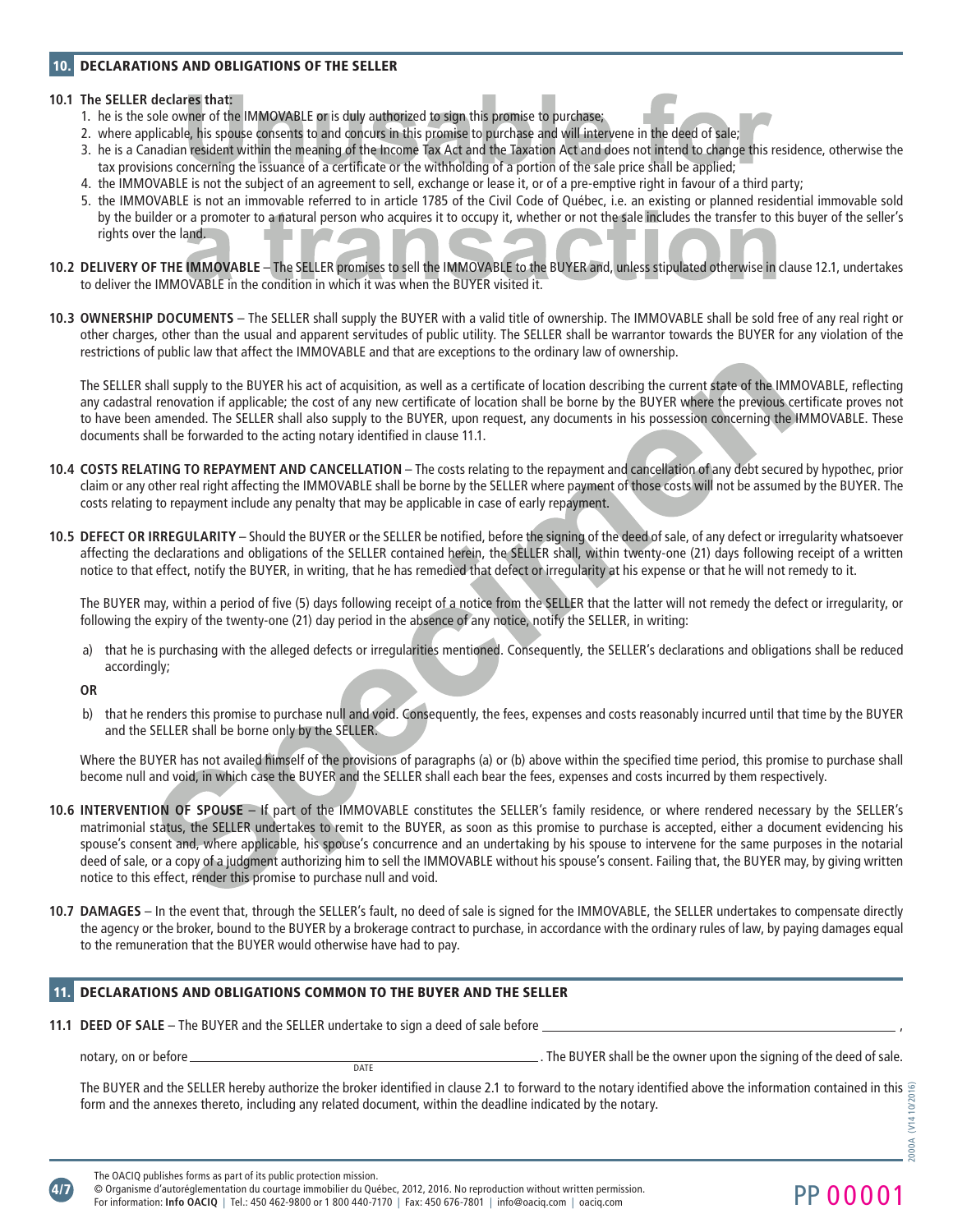## 10. DECLARATIONS AND OBLIGATIONS OF THE SELLER

**10.1 The SELLER declares that:**

1. he is the sole owner of the IMMOVABLE or is duly authorized to sign this promise to purchase;
2. where applicable, his spouse consents to and concurs in this promise to purchase and will intervene in the deed of sale;
3. he is a Canadian resident within the meaning of the Income Tax Act and the Taxation Act and does not intend to change this residence, otherwise the tax provisions concerning the issuance of a certificate or the withholding of a portion of the sale price shall be applied;
4. the IMMOVABLE is not the subject of an agreement to sell, exchange or lease it, or of a pre-emptive right in favour of a third party;
5. the IMMOVABLE is not an immovable referred to in article 1785 of the Civil Code of Québec, i.e. an existing or planned residential immovable sold by the builder or a promoter to a natural person who acquires it to occupy it, whether or not the sale includes the transfer to this buyer of the seller's rights over the land.

**10.2 DELIVERY OF THE IMMOVABLE** – The SELLER promises to sell the IMMOVABLE to the BUYER and, unless stipulated otherwise in clause 12.1, undertakes to deliver the IMMOVABLE in the condition in which it was when the BUYER visited it.

**10.3 OWNERSHIP DOCUMENTS** – The SELLER shall supply the BUYER with a valid title of ownership. The IMMOVABLE shall be sold free of any real right or other charges, other than the usual and apparent servitudes of public utility. The SELLER shall be warrantor towards the BUYER for any violation of the restrictions of public law that affect the IMMOVABLE and that are exceptions to the ordinary law of ownership.

The SELLER shall supply to the BUYER his act of acquisition, as well as a certificate of location describing the current state of the IMMOVABLE, reflecting any cadastral renovation if applicable; the cost of any new certificate of location shall be borne by the BUYER where the previous certificate proves not to have been amended. The SELLER shall also supply to the BUYER, upon request, any documents in his possession concerning the IMMOVABLE. These documents shall be forwarded to the acting notary identified in clause 11.1.

**10.4 COSTS RELATING TO REPAYMENT AND CANCELLATION** – The costs relating to the repayment and cancellation of any debt secured by hypothec, prior claim or any other real right affecting the IMMOVABLE shall be borne by the SELLER where payment of those costs will not be assumed by the BUYER. The costs relating to repayment include any penalty that may be applicable in case of early repayment.

**10.5 DEFECT OR IRREGULARITY** – Should the BUYER or the SELLER be notified, before the signing of the deed of sale, of any defect or irregularity whatsoever affecting the declarations and obligations of the SELLER contained herein, the SELLER shall, within twenty-one (21) days following receipt of a written notice to that effect, notify the BUYER, in writing, that he has remedied that defect or irregularity at his expense or that he will not remedy to it.

The BUYER may, within a period of five (5) days following receipt of a notice from the SELLER that the latter will not remedy the defect or irregularity, or following the expiry of the twenty-one (21) day period in the absence of any notice, notify the SELLER, in writing:

a) that he is purchasing with the alleged defects or irregularities mentioned. Consequently, the SELLER's declarations and obligations shall be reduced accordingly;

**OR**

b) that he renders this promise to purchase null and void. Consequently, the fees, expenses and costs reasonably incurred until that time by the BUYER and the SELLER shall be borne only by the SELLER.

Where the BUYER has not availed himself of the provisions of paragraphs (a) or (b) above within the specified time period, this promise to purchase shall become null and void, in which case the BUYER and the SELLER shall each bear the fees, expenses and costs incurred by them respectively.

**10.6 INTERVENTION OF SPOUSE** – If part of the IMMOVABLE constitutes the SELLER's family residence, or where rendered necessary by the SELLER's matrimonial status, the SELLER undertakes to remit to the BUYER, as soon as this promise to purchase is accepted, either a document evidencing his spouse's consent and, where applicable, his spouse's concurrence and an undertaking by his spouse to intervene for the same purposes in the notarial deed of sale, or a copy of a judgment authorizing him to sell the IMMOVABLE without his spouse's consent. Failing that, the BUYER may, by giving written notice to this effect, render this promise to purchase null and void.

**10.7 DAMAGES** – In the event that, through the SELLER's fault, no deed of sale is signed for the IMMOVABLE, the SELLER undertakes to compensate directly the agency or the broker, bound to the BUYER by a brokerage contract to purchase, in accordance with the ordinary rules of law, by paying damages equal to the remuneration that the BUYER would otherwise have had to pay.

## 11. DECLARATIONS AND OBLIGATIONS COMMON TO THE BUYER AND THE SELLER

**11.1 DEED OF SALE** – The BUYER and the SELLER undertake to sign a deed of sale before ____________________,

notary, on or before ____________________ (DATE). The BUYER shall be the owner upon the signing of the deed of sale.

The BUYER and the SELLER hereby authorize the broker identified in clause 2.1 to forward to the notary identified above the information contained in this form and the annexes thereto, including any related document, within the deadline indicated by the notary.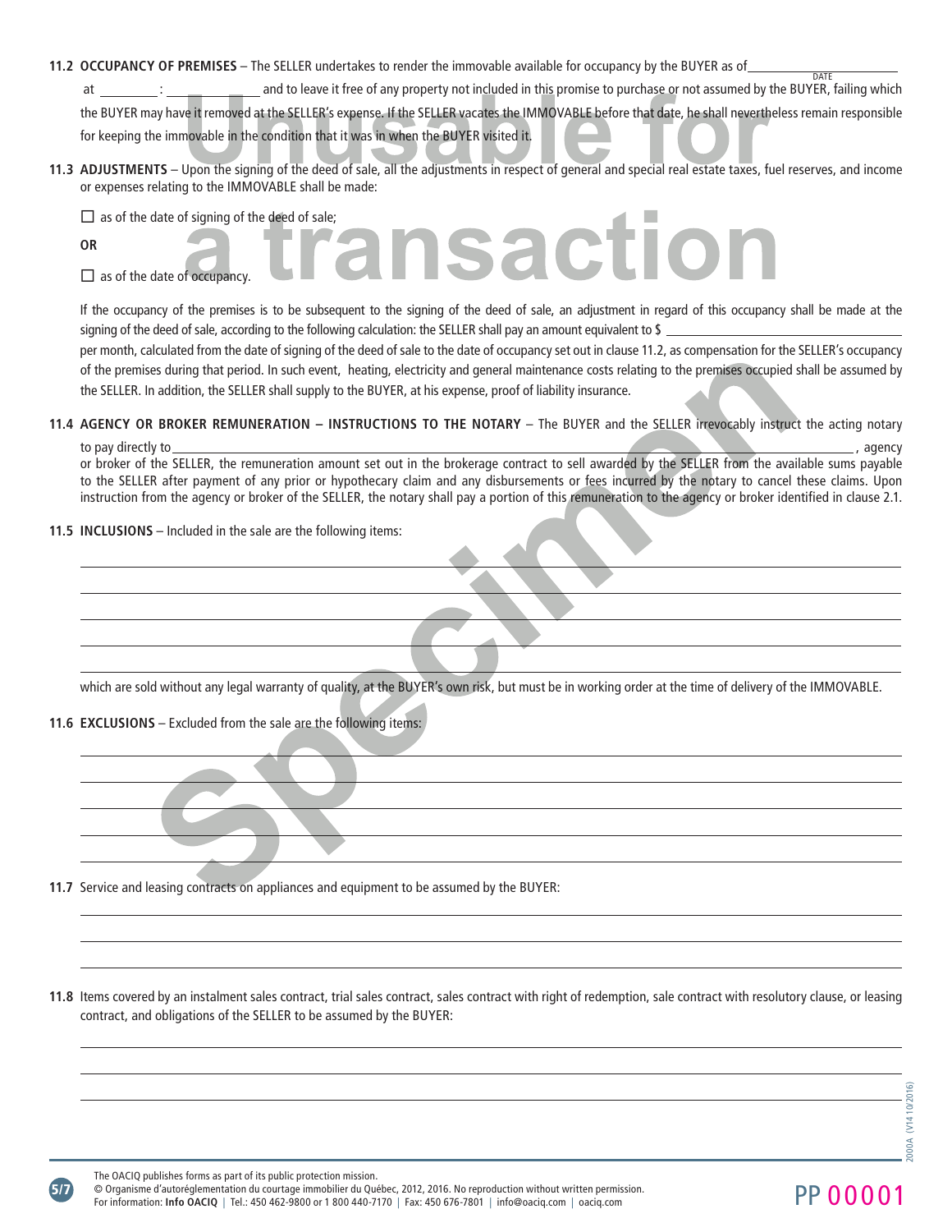**11.2 OCCUPANCY OF PREMISES** – The SELLER undertakes to render the immovable available for occupancy by the BUYER as of ____________________ (DATE) at ________ : ____________ and to leave it free of any property not included in this promise to purchase or not assumed by the BUYER, failing which the BUYER may have it removed at the SELLER's expense. If the SELLER vacates the IMMOVABLE before that date, he shall nevertheless remain responsible for keeping the immovable in the condition that it was in when the BUYER visited it.

**11.3 ADJUSTMENTS** – Upon the signing of the deed of sale, all the adjustments in respect of general and special real estate taxes, fuel reserves, and income or expenses relating to the IMMOVABLE shall be made:

☐ as of the date of signing of the deed of sale;

**OR**

☐ as of the date of occupancy.

If the occupancy of the premises is to be subsequent to the signing of the deed of sale, an adjustment in regard of this occupancy shall be made at the signing of the deed of sale, according to the following calculation: the SELLER shall pay an amount equivalent to $ ____________________ per month, calculated from the date of signing of the deed of sale to the date of occupancy set out in clause 11.2, as compensation for the SELLER's occupancy of the premises during that period. In such event, heating, electricity and general maintenance costs relating to the premises occupied shall be assumed by the SELLER. In addition, the SELLER shall supply to the BUYER, at his expense, proof of liability insurance.

**11.4 AGENCY OR BROKER REMUNERATION – INSTRUCTIONS TO THE NOTARY** – The BUYER and the SELLER irrevocably instruct the acting notary to pay directly to ________________________________________, agency or broker of the SELLER, the remuneration amount set out in the brokerage contract to sell awarded by the SELLER from the available sums payable to the SELLER after payment of any prior or hypothecary claim and any disbursements or fees incurred by the notary to cancel these claims. Upon instruction from the agency or broker of the SELLER, the notary shall pay a portion of this remuneration to the agency or broker identified in clause 2.1.

**11.5 INCLUSIONS** – Included in the sale are the following items:

____________________________________________

____________________________________________

____________________________________________

____________________________________________

____________________________________________

which are sold without any legal warranty of quality, at the BUYER's own risk, but must be in working order at the time of delivery of the IMMOVABLE.

**11.6 EXCLUSIONS** – Excluded from the sale are the following items:

____________________________________________

____________________________________________

____________________________________________

____________________________________________

____________________________________________

**11.7** Service and leasing contracts on appliances and equipment to be assumed by the BUYER:

____________________________________________

____________________________________________

____________________________________________

**11.8** Items covered by an instalment sales contract, trial sales contract, sales contract with right of redemption, sale contract with resolutory clause, or leasing contract, and obligations of the SELLER to be assumed by the BUYER:

____________________________________________

____________________________________________

____________________________________________

The OACIQ publishes forms as part of its public protection mission.
© Organisme d'autoréglementation du courtage immobilier du Québec, 2012, 2016. No reproduction without written permission.
For information: **Info OACIQ** | Tel.: 450 462-9800 or 1 800 440-7170 | Fax: 450 676-7801 | info@oaciq.com | oaciq.com

PP 00001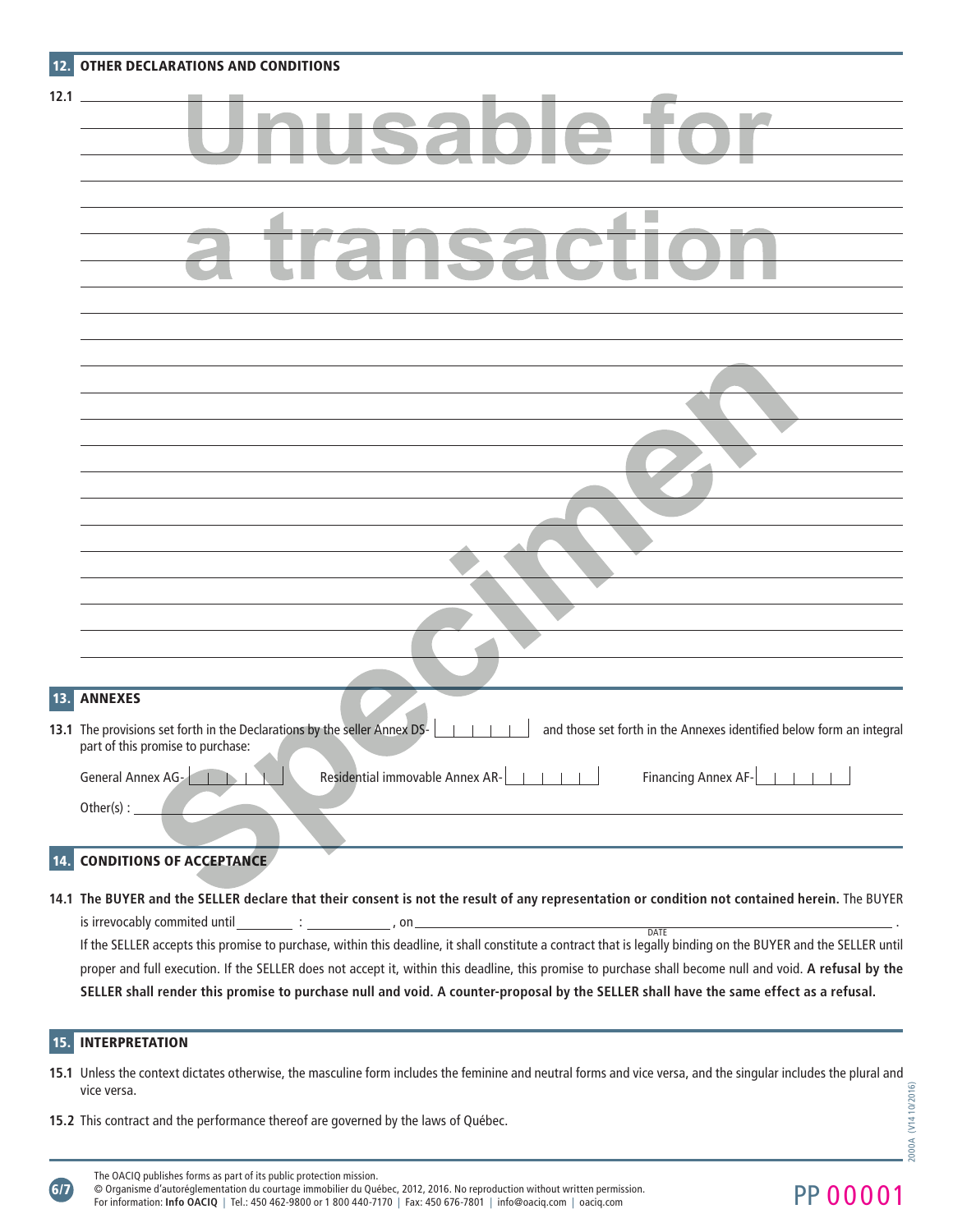## 12. OTHER DECLARATIONS AND CONDITIONS

**12.1** ______________________________________________________________________________

Unusable for a transaction

Specimen

## 13. ANNEXES

**13.1** The provisions set forth in the Declarations by the seller Annex DS-______ and those set forth in the Annexes identified below form an integral part of this promise to purchase:

General Annex AG-______ Residential immovable Annex AR-______ Financing Annex AF-______

Other(s) : ______________________________________________________________________________

## 14. CONDITIONS OF ACCEPTANCE

**14.1 The BUYER and the SELLER declare that their consent is not the result of any representation or condition not contained herein.** The BUYER is irrevocably commited until ______ : ______ , on ______________________ (DATE) .
If the SELLER accepts this promise to purchase, within this deadline, it shall constitute a contract that is legally binding on the BUYER and the SELLER until proper and full execution. If the SELLER does not accept it, within this deadline, this promise to purchase shall become null and void. **A refusal by the SELLER shall render this promise to purchase null and void. A counter-proposal by the SELLER shall have the same effect as a refusal.**

## 15. INTERPRETATION

**15.1** Unless the context dictates otherwise, the masculine form includes the feminine and neutral forms and vice versa, and the singular includes the plural and vice versa.

**15.2** This contract and the performance thereof are governed by the laws of Québec.

The OACIQ publishes forms as part of its public protection mission.
© Organisme d'autoréglementation du courtage immobilier du Québec, 2012, 2016. No reproduction without written permission.
For information: **Info OACIQ** | Tel.: 450 462-9800 or 1 800 440-7170 | Fax: 450 676-7801 | info@oaciq.com | oaciq.com

2000A (V14 10/2016)

PP 00001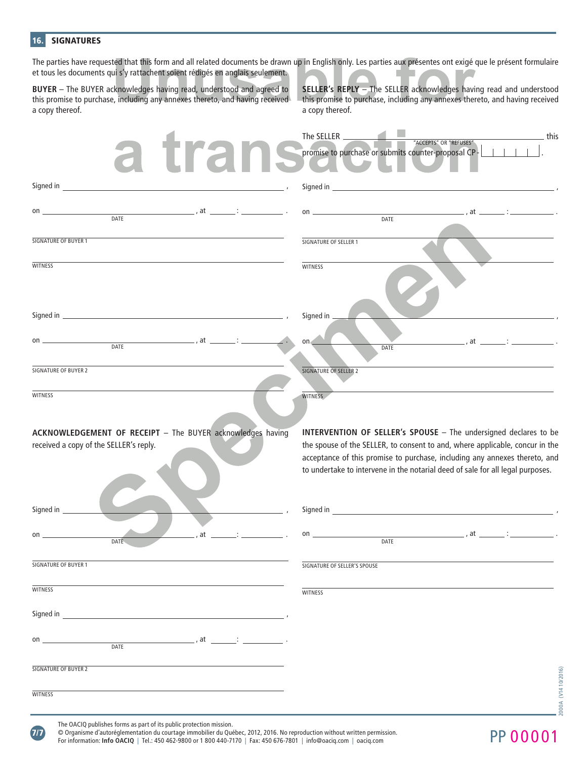## 16. SIGNATURES

The parties have requested that this form and all related documents be drawn up in English only. Les parties aux présentes ont exigé que le présent formulaire et tous les documents qui s'y rattachent soient rédigés en anglais seulement.

Unusable for a transaction

**BUYER** – The BUYER acknowledges having read, understood and agreed to this promise to purchase, including any annexes thereto, and having received a copy thereof.

Signed in _______________________________________ ,

on _______________________ , at ______ : ________ .
DATE

_______________________________________
SIGNATURE OF BUYER 1

_______________________________________
WITNESS

Signed in _______________________________________ ,

on _______________________ , at ______ : ________ .
DATE

_______________________________________
SIGNATURE OF BUYER 2

_______________________________________
WITNESS

**SELLER's REPLY** – The SELLER acknowledges having read and understood this promise to purchase, including any annexes thereto, and having received a copy thereof.

The SELLER _______________________ this
"ACCEPTS" OR "REFUSES"
promise to purchase or submits counter-proposal CP - | | | | | | .

Signed in _______________________________________ ,

on _______________________ , at ______ : ________ .
DATE

_______________________________________
SIGNATURE OF SELLER 1

_______________________________________
WITNESS

Signed in _______________________________________ ,

on _______________________ , at ______ : ________ .
DATE

_______________________________________
SIGNATURE OF SELLER 2

_______________________________________
WITNESS

Specimen

**ACKNOWLEDGEMENT OF RECEIPT** – The BUYER acknowledges having received a copy of the SELLER's reply.

Signed in _______________________________________ ,

on _______________________ , at ______ : ________ .
DATE

_______________________________________
SIGNATURE OF BUYER 1

_______________________________________
WITNESS

Signed in _______________________________________ ,

on _______________________ , at ______ : ________ .
DATE

_______________________________________
SIGNATURE OF BUYER 2

_______________________________________
WITNESS

**INTERVENTION OF SELLER's SPOUSE** – The undersigned declares to be the spouse of the SELLER, to consent to and, where applicable, concur in the acceptance of this promise to purchase, including any annexes thereto, and to undertake to intervene in the notarial deed of sale for all legal purposes.

Signed in _______________________________________ ,

on _______________________ , at ______ : ________ .
DATE

_______________________________________
SIGNATURE OF SELLER'S SPOUSE

_______________________________________
WITNESS

2000A (V14 10/2016)

The OACIQ publishes forms as part of its public protection mission.
© Organisme d'autoréglementation du courtage immobilier du Québec, 2012, 2016. No reproduction without written permission.
For information: **Info OACIQ** | Tel.: 450 462-9800 or 1 800 440-7170 | Fax: 450 676-7801 | info@oaciq.com | oaciq.com

PP 00001